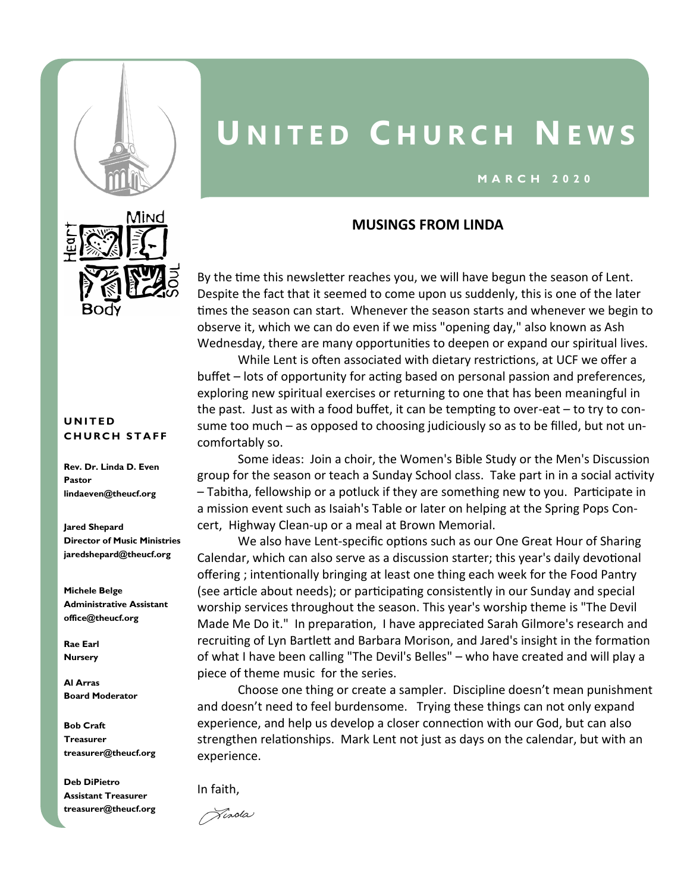# UNITED CHURCH NEWS

MARCH 2020

## MUSINGS FROM LINDA

By the time this newsletter reaches you, we will have begun the season of Lent. Despite the fact that it seemed to come upon us suddenly, this is one of the later times the season can start. Whenever the season starts and whenever we begin to observe it, which we can do even if we miss "opening day," also known as Ash Wednesday, there are many opportunities to deepen or expand our spiritual lives.

While Lent is often associated with dietary restrictions, at UCF we offer a buffet – lots of opportunity for acting based on personal passion and preferences, exploring new spiritual exercises or returning to one that has been meaningful in the past. Just as with a food buffet, it can be tempting to over-eat – to try to consume too much – as opposed to choosing judiciously so as to be filled, but not uncomfortably so.

Some ideas: Join a choir, the Women's Bible Study or the Men's Discussion group for the season or teach a Sunday School class. Take part in in a social activity – Tabitha, fellowship or a potluck if they are something new to you. Participate in a mission event such as Isaiah's Table or later on helping at the Spring Pops Concert, Highway Clean-up or a meal at Brown Memorial.

We also have Lent-specific options such as our One Great Hour of Sharing Calendar, which can also serve as a discussion starter; this year's daily devotional offering ; intentionally bringing at least one thing each week for the Food Pantry (see article about needs); or participating consistently in our Sunday and special worship services throughout the season. This year's worship theme is "The Devil Made Me Do it." In preparation, I have appreciated Sarah Gilmore's research and recruiting of Lyn Bartlett and Barbara Morison, and Jared's insight in the formation of what I have been calling "The Devil's Belles" – who have created and will play a piece of theme music for the series.

Choose one thing or create a sampler. Discipline doesn't mean punishment and doesn't need to feel burdensome. Trying these things can not only expand experience, and help us develop a closer connection with our God, but can also strengthen relationships. Mark Lent not just as days on the calendar, but with an experience.

In faith,

Linda

### UNITED CHURCH STAFF

**Rev. Dr. Linda D. Even**
**Pastor**
**lindaeven@theucf.org**

**Jared Shepard**
**Director of Music Ministries**
**jaredshepard@theucf.org**

**Michele Belge**
**Administrative Assistant**
**office@theucf.org**

**Rae Earl**
**Nursery**

**Al Arras**
**Board Moderator**

**Bob Craft**
**Treasurer**
**treasurer@theucf.org**

**Deb DiPietro**
**Assistant Treasurer**
**treasurer@theucf.org**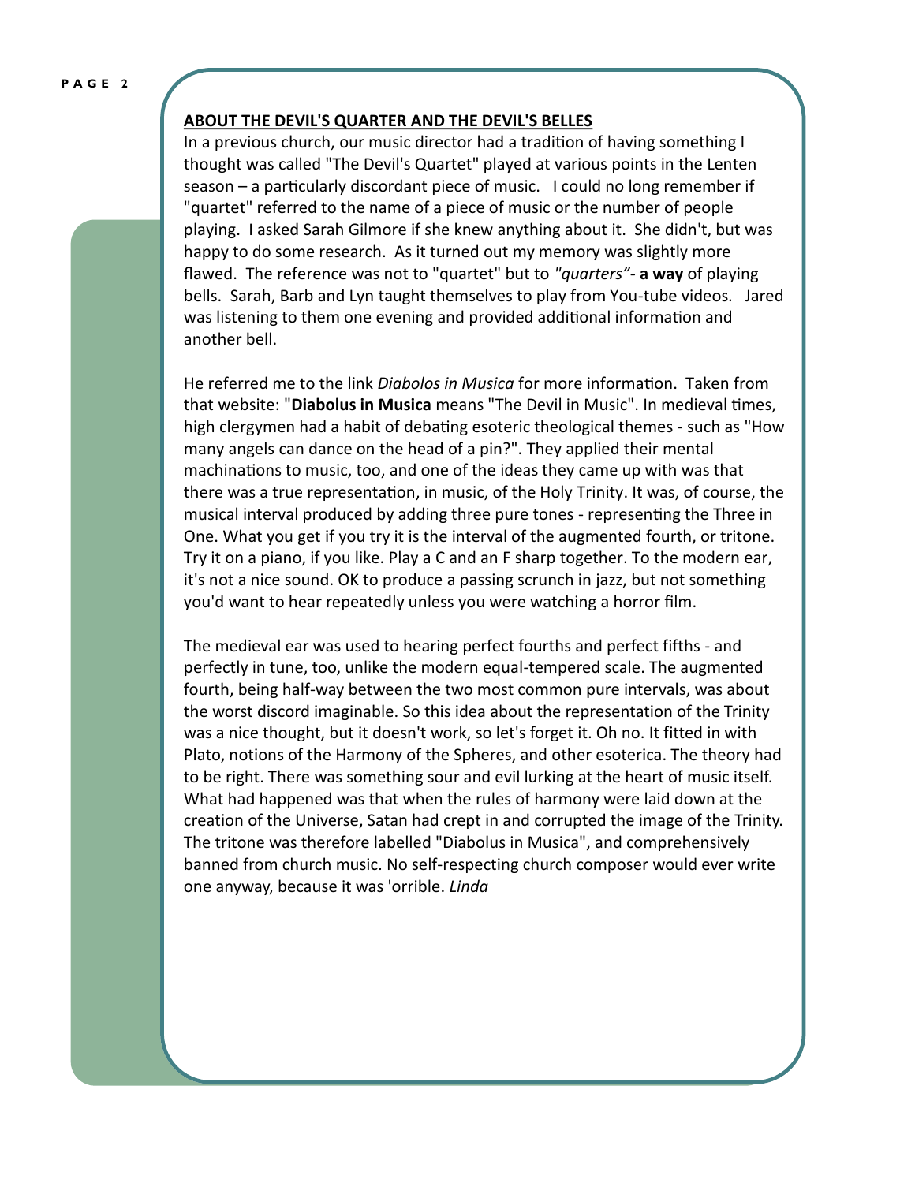## ABOUT THE DEVIL'S QUARTER AND THE DEVIL'S BELLES

In a previous church, our music director had a tradition of having something I thought was called "The Devil's Quartet" played at various points in the Lenten season – a particularly discordant piece of music.  I could no long remember if "quartet" referred to the name of a piece of music or the number of people playing.  I asked Sarah Gilmore if she knew anything about it.  She didn't, but was happy to do some research.  As it turned out my memory was slightly more flawed.  The reference was not to "quartet" but to *"quarters"*- **a way** of playing bells.  Sarah, Barb and Lyn taught themselves to play from You-tube videos.  Jared was listening to them one evening and provided additional information and another bell.

He referred me to the link *Diabolos in Musica* for more information.  Taken from that website: "**Diabolus in Musica** means "The Devil in Music". In medieval times, high clergymen had a habit of debating esoteric theological themes - such as "How many angels can dance on the head of a pin?". They applied their mental machinations to music, too, and one of the ideas they came up with was that there was a true representation, in music, of the Holy Trinity. It was, of course, the musical interval produced by adding three pure tones - representing the Three in One. What you get if you try it is the interval of the augmented fourth, or tritone. Try it on a piano, if you like. Play a C and an F sharp together. To the modern ear, it's not a nice sound. OK to produce a passing scrunch in jazz, but not something you'd want to hear repeatedly unless you were watching a horror film.

The medieval ear was used to hearing perfect fourths and perfect fifths - and perfectly in tune, too, unlike the modern equal-tempered scale. The augmented fourth, being half-way between the two most common pure intervals, was about the worst discord imaginable. So this idea about the representation of the Trinity was a nice thought, but it doesn't work, so let's forget it. Oh no. It fitted in with Plato, notions of the Harmony of the Spheres, and other esoterica. The theory had to be right. There was something sour and evil lurking at the heart of music itself. What had happened was that when the rules of harmony were laid down at the creation of the Universe, Satan had crept in and corrupted the image of the Trinity. The tritone was therefore labelled "Diabolus in Musica", and comprehensively banned from church music. No self-respecting church composer would ever write one anyway, because it was 'orrible. *Linda*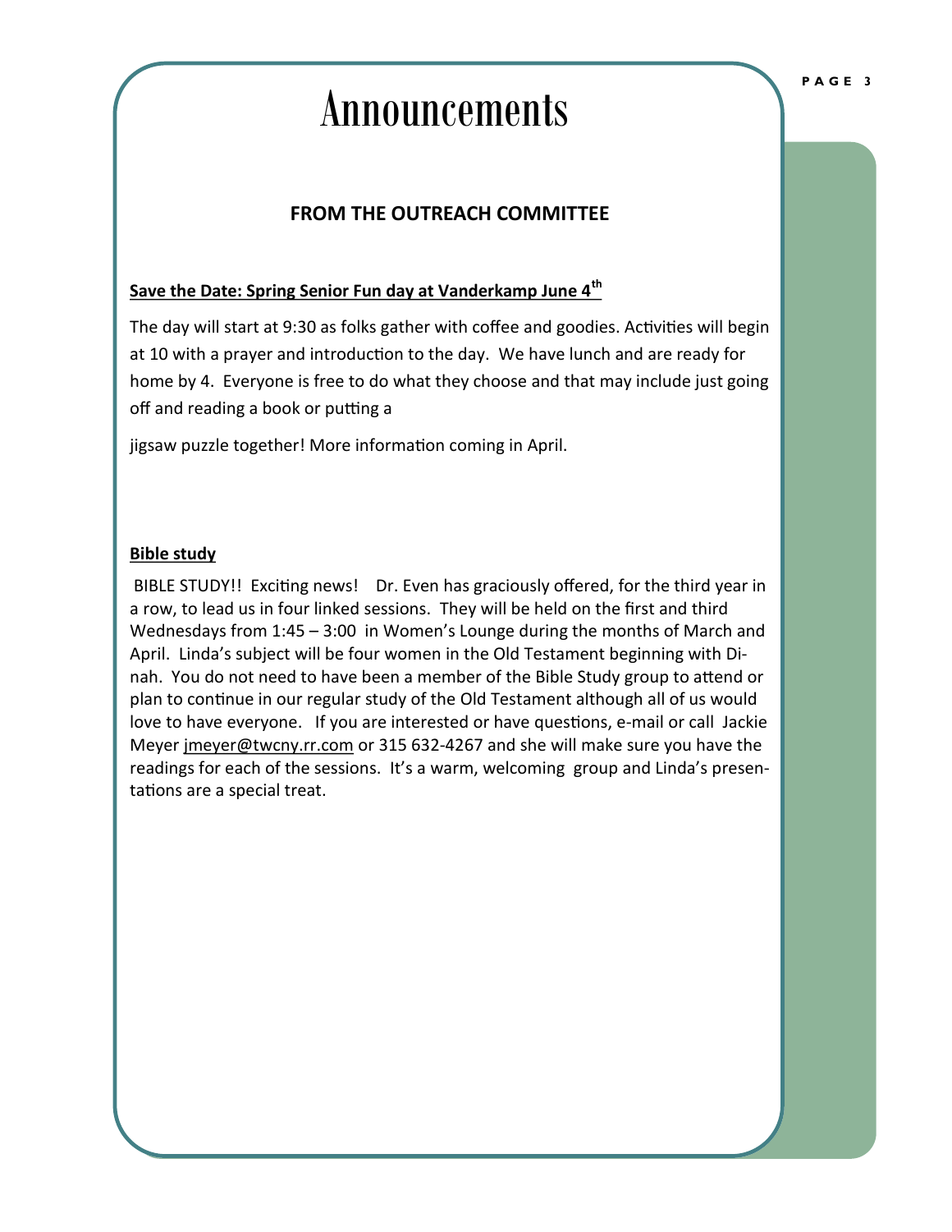# Announcements

## FROM THE OUTREACH COMMITTEE

**Save the Date: Spring Senior Fun day at Vanderkamp June 4th**

The day will start at 9:30 as folks gather with coffee and goodies. Activities will begin at 10 with a prayer and introduction to the day. We have lunch and are ready for home by 4. Everyone is free to do what they choose and that may include just going off and reading a book or putting a

jigsaw puzzle together! More information coming in April.

**Bible study**

BIBLE STUDY!! Exciting news! Dr. Even has graciously offered, for the third year in a row, to lead us in four linked sessions. They will be held on the first and third Wednesdays from 1:45 – 3:00 in Women's Lounge during the months of March and April. Linda's subject will be four women in the Old Testament beginning with Dinah. You do not need to have been a member of the Bible Study group to attend or plan to continue in our regular study of the Old Testament although all of us would love to have everyone. If you are interested or have questions, e-mail or call Jackie Meyer jmeyer@twcny.rr.com or 315 632-4267 and she will make sure you have the readings for each of the sessions. It's a warm, welcoming group and Linda's presentations are a special treat.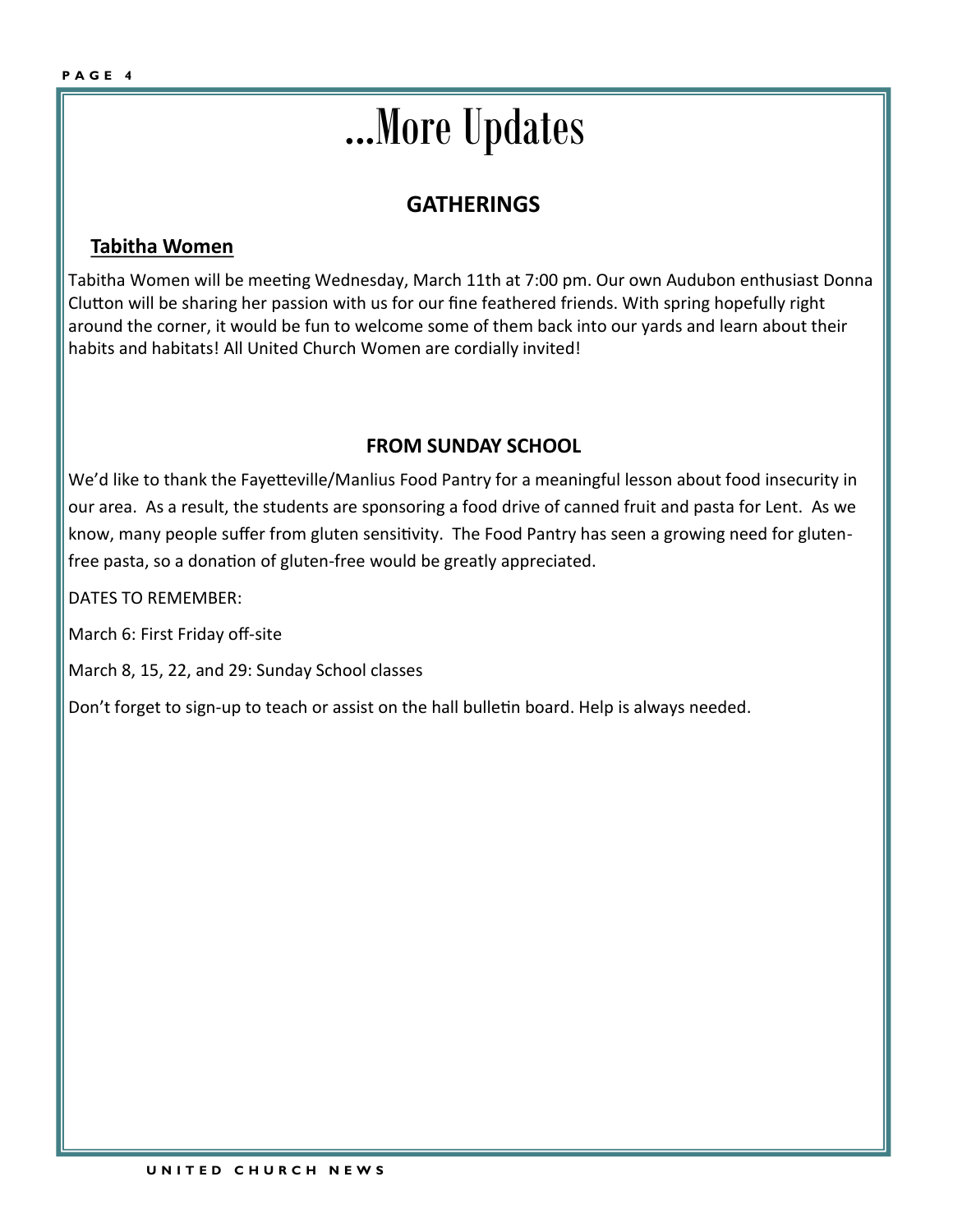# ...More Updates

## GATHERINGS

### Tabitha Women

Tabitha Women will be meeting Wednesday, March 11th at 7:00 pm. Our own Audubon enthusiast Donna Clutton will be sharing her passion with us for our fine feathered friends. With spring hopefully right around the corner, it would be fun to welcome some of them back into our yards and learn about their habits and habitats! All United Church Women are cordially invited!

## FROM SUNDAY SCHOOL

We'd like to thank the Fayetteville/Manlius Food Pantry for a meaningful lesson about food insecurity in our area. As a result, the students are sponsoring a food drive of canned fruit and pasta for Lent. As we know, many people suffer from gluten sensitivity. The Food Pantry has seen a growing need for gluten-free pasta, so a donation of gluten-free would be greatly appreciated.

DATES TO REMEMBER:

March 6: First Friday off-site

March 8, 15, 22, and 29: Sunday School classes

Don't forget to sign-up to teach or assist on the hall bulletin board. Help is always needed.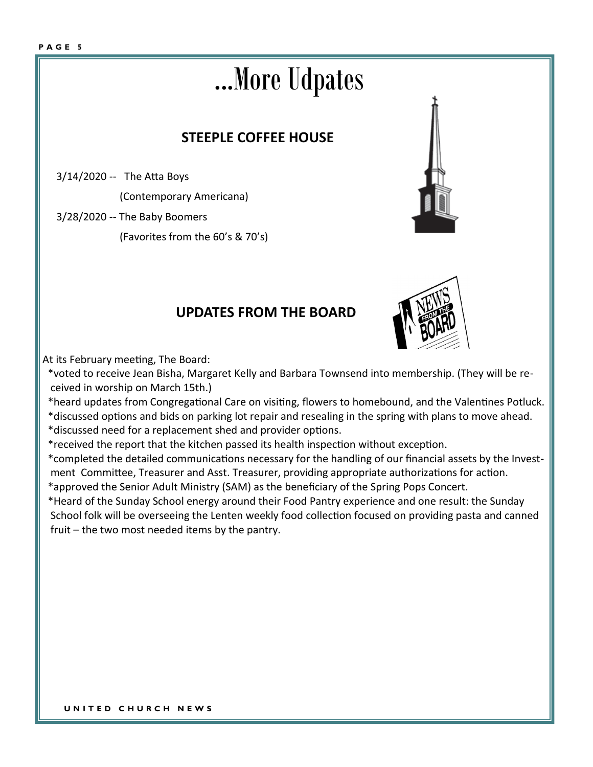# ...More Udpates

## STEEPLE COFFEE HOUSE

3/14/2020 -- The Atta Boys

(Contemporary Americana)

3/28/2020 -- The Baby Boomers

(Favorites from the 60's & 70's)

## UPDATES FROM THE BOARD

At its February meeting, The Board:

*voted to receive Jean Bisha, Margaret Kelly and Barbara Townsend into membership. (They will be received in worship on March 15th.)

*heard updates from Congregational Care on visiting, flowers to homebound, and the Valentines Potluck.

*discussed options and bids on parking lot repair and resealing in the spring with plans to move ahead.

*discussed need for a replacement shed and provider options.

*received the report that the kitchen passed its health inspection without exception.

*completed the detailed communications necessary for the handling of our financial assets by the Investment Committee, Treasurer and Asst. Treasurer, providing appropriate authorizations for action.

*approved the Senior Adult Ministry (SAM) as the beneficiary of the Spring Pops Concert.

*Heard of the Sunday School energy around their Food Pantry experience and one result: the Sunday School folk will be overseeing the Lenten weekly food collection focused on providing pasta and canned fruit – the two most needed items by the pantry.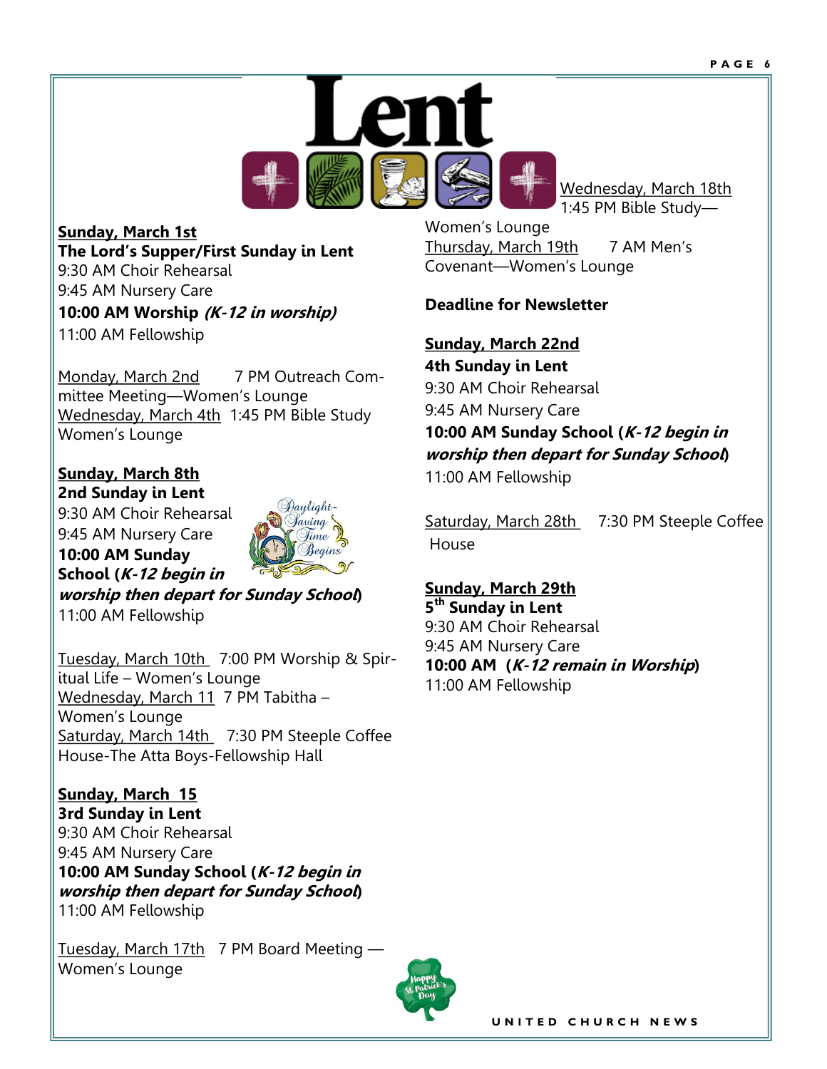# Lent

**Sunday, March 1st**
**The Lord's Supper/First Sunday in Lent**
9:30 AM Choir Rehearsal
9:45 AM Nursery Care
**10:00 AM Worship *(K-12 in worship)***
11:00 AM Fellowship

Monday, March 2nd 7 PM Outreach Committee Meeting—Women's Lounge
Wednesday, March 4th 1:45 PM Bible Study Women's Lounge

**Sunday, March 8th**
**2nd Sunday in Lent**
9:30 AM Choir Rehearsal
9:45 AM Nursery Care
**10:00 AM Sunday School (*K-12 begin in worship then depart for Sunday School*)**
11:00 AM Fellowship

Daylight-Saving Time Begins

Tuesday, March 10th 7:00 PM Worship & Spiritual Life – Women's Lounge
Wednesday, March 11 7 PM Tabitha – Women's Lounge
Saturday, March 14th 7:30 PM Steeple Coffee House-The Atta Boys-Fellowship Hall

**Sunday, March 15**
**3rd Sunday in Lent**
9:30 AM Choir Rehearsal
9:45 AM Nursery Care
**10:00 AM Sunday School (*K-12 begin in worship then depart for Sunday School*)**
11:00 AM Fellowship

Tuesday, March 17th 7 PM Board Meeting — Women's Lounge

Wednesday, March 18th 1:45 PM Bible Study—Women's Lounge
Thursday, March 19th 7 AM Men's Covenant—Women's Lounge

**Deadline for Newsletter**

**Sunday, March 22nd**
**4th Sunday in Lent**
9:30 AM Choir Rehearsal
9:45 AM Nursery Care
**10:00 AM Sunday School (*K-12 begin in worship then depart for Sunday School*)**
11:00 AM Fellowship

Saturday, March 28th 7:30 PM Steeple Coffee House

**Sunday, March 29th**
**5th Sunday in Lent**
9:30 AM Choir Rehearsal
9:45 AM Nursery Care
**10:00 AM (*K-12 remain in Worship*)**
11:00 AM Fellowship

Happy St. Patrick's Day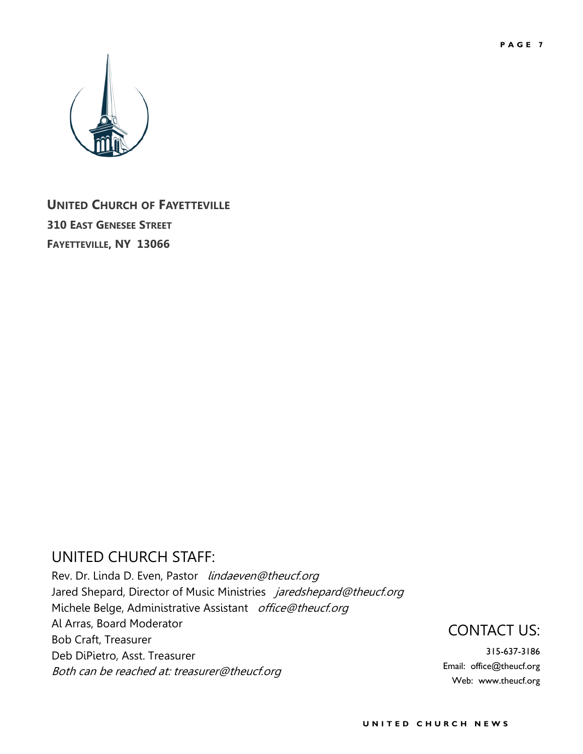**UNITED CHURCH OF FAYETTEVILLE**
**310 EAST GENESEE STREET**
**FAYETTEVILLE, NY 13066**

## UNITED CHURCH STAFF:

Rev. Dr. Linda D. Even, Pastor *lindaeven@theucf.org*
Jared Shepard, Director of Music Ministries *jaredshepard@theucf.org*
Michele Belge, Administrative Assistant *office@theucf.org*
Al Arras, Board Moderator
Bob Craft, Treasurer
Deb DiPietro, Asst. Treasurer
*Both can be reached at: treasurer@theucf.org*

## CONTACT US:

315-637-3186
Email: office@theucf.org
Web: www.theucf.org